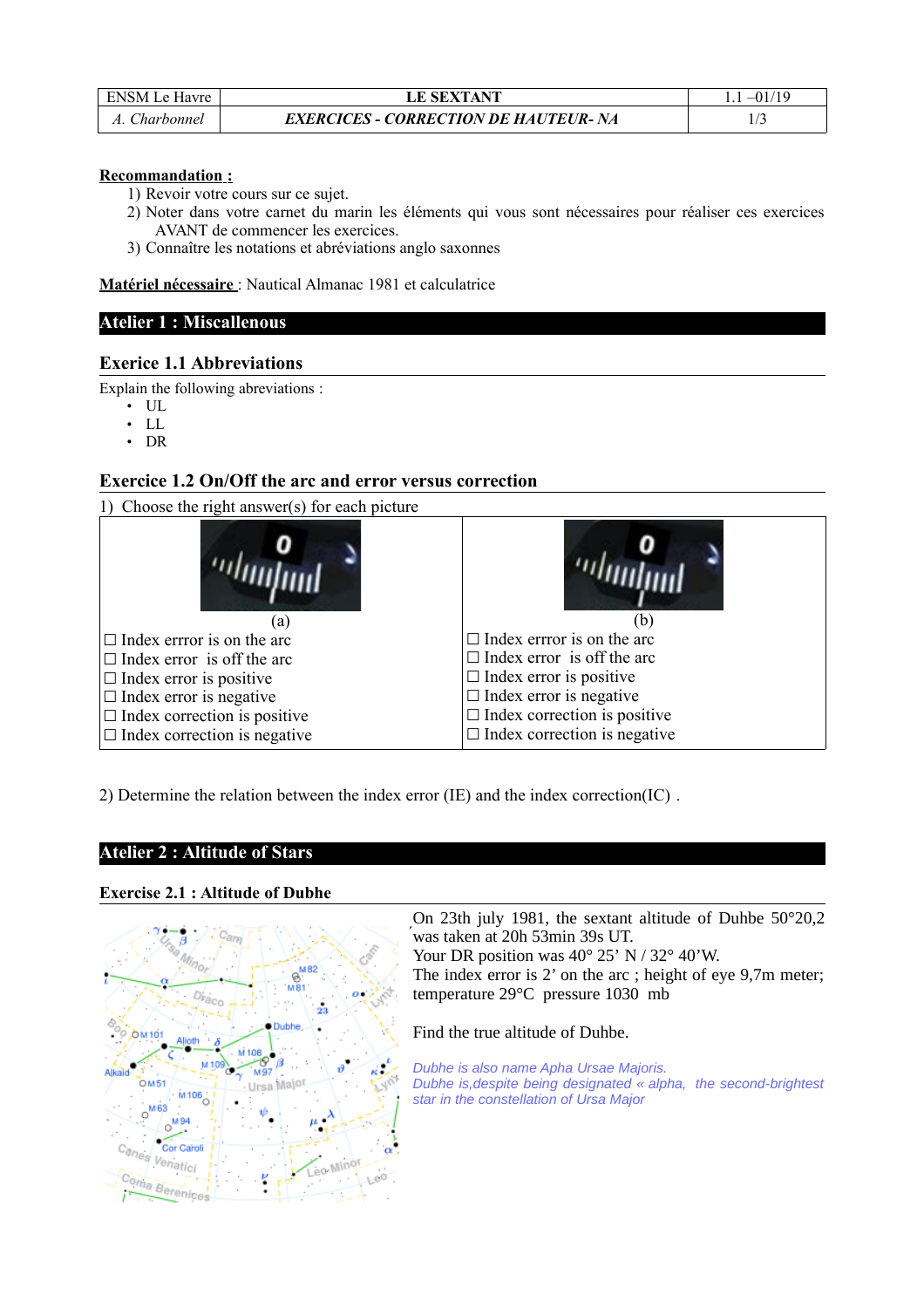**Recommandation :**

1) Revoir votre cours sur ce sujet.
2) Noter dans votre carnet du marin les éléments qui vous sont nécessaires pour réaliser ces exercices AVANT de commencer les exercices.
3) Connaître les notations et abréviations anglo saxonnes

**Matériel nécessaire** : Nautical Almanac 1981 et calculatrice

## Atelier 1 : Miscallenous

### Exerice 1.1 Abbreviations

Explain the following abreviations :

- UL
- LL
- DR

### Exercice 1.2 On/Off the arc and error versus correction

1) Choose the right answer(s) for each picture

| (a) | (b) |
|---|---|
| ☐ Index errror is on the arc | ☐ Index errror is on the arc |
| ☐ Index error is off the arc | ☐ Index error is off the arc |
| ☐ Index error is positive | ☐ Index error is positive |
| ☐ Index error is negative | ☐ Index error is negative |
| ☐ Index correction is positive | ☐ Index correction is positive |
| ☐ Index correction is negative | ☐ Index correction is negative |

2) Determine the relation between the index error (IE) and the index correction(IC) .

## Atelier 2 : Altitude of Stars

### Exercise 2.1 : Altitude of Dubhe

On 23th july 1981, the sextant altitude of Dubhe 50°20,2 was taken at 20h 53min 39s UT.
Your DR position was 40° 25' N / 32° 40'W.
The index error is 2' on the arc ; height of eye 9,7m meter; temperature 29°C pressure 1030 mb

Find the true altitude of Dubhe.

*Dubhe is also name Apha Ursae Majoris.*
*Dubhe is,despite being designated « alpha, the second-brightest star in the constellation of Ursa Major*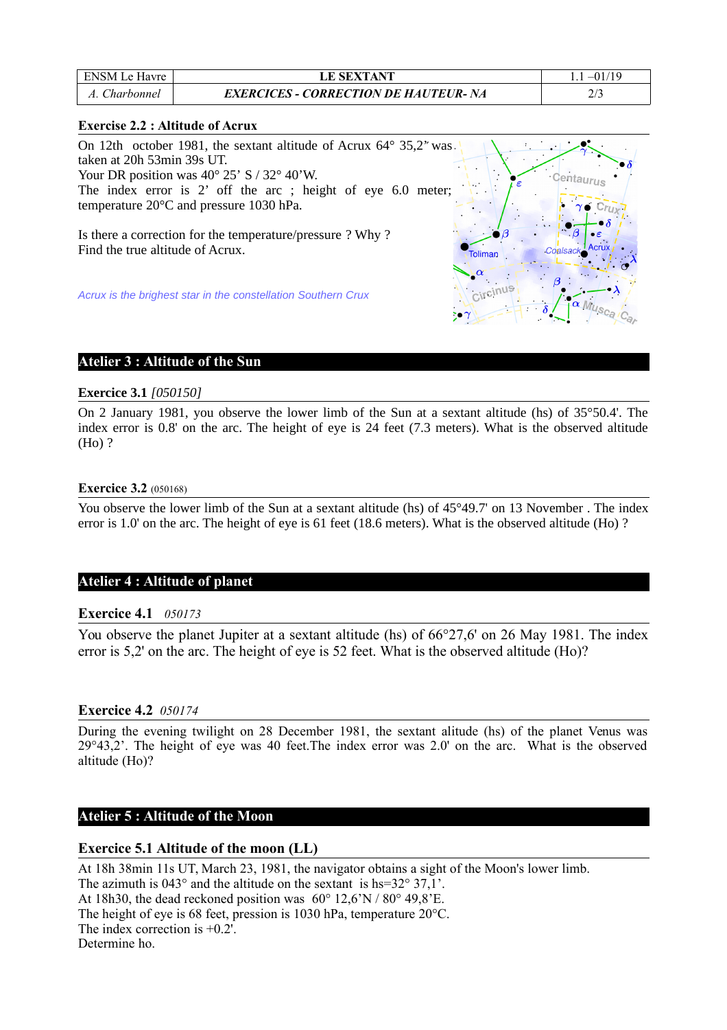### Exercise 2.2 : Altitude of Acrux

On 12th october 1981, the sextant altitude of Acrux 64° 35,2" was taken at 20h 53min 39s UT.
Your DR position was 40° 25' S / 32° 40'W.
The index error is 2' off the arc ; height of eye 6.0 meter; temperature 20°C and pressure 1030 hPa.

Is there a correction for the temperature/pressure ? Why ?
Find the true altitude of Acrux.

*Acrux is the brighest star in the constellation Southern Crux*

## Atelier 3 : Altitude of the Sun

### Exercice 3.1 *[050150]*

On 2 January 1981, you observe the lower limb of the Sun at a sextant altitude (hs) of 35°50.4'. The index error is 0.8' on the arc. The height of eye is 24 feet (7.3 meters). What is the observed altitude (Ho) ?

### Exercice 3.2 (050168)

You observe the lower limb of the Sun at a sextant altitude (hs) of 45°49.7' on 13 November . The index error is 1.0' on the arc. The height of eye is 61 feet (18.6 meters). What is the observed altitude (Ho) ?

## Atelier 4 : Altitude of planet

### Exercice 4.1 *050173*

You observe the planet Jupiter at a sextant altitude (hs) of 66°27,6' on 26 May 1981. The index error is 5,2' on the arc. The height of eye is 52 feet. What is the observed altitude (Ho)?

### Exercice 4.2 *050174*

During the evening twilight on 28 December 1981, the sextant altitude (hs) of the planet Venus was 29°43,2'. The height of eye was 40 feet.The index error was 2.0' on the arc. What is the observed altitude (Ho)?

## Atelier 5 : Altitude of the Moon

### Exercice 5.1 Altitude of the moon (LL)

At 18h 38min 11s UT, March 23, 1981, the navigator obtains a sight of the Moon's lower limb.
The azimuth is 043° and the altitude on the sextant is hs=32° 37,1'.
At 18h30, the dead reckoned position was 60° 12,6'N / 80° 49,8'E.
The height of eye is 68 feet, pression is 1030 hPa, temperature 20°C.
The index correction is +0.2'.
Determine ho.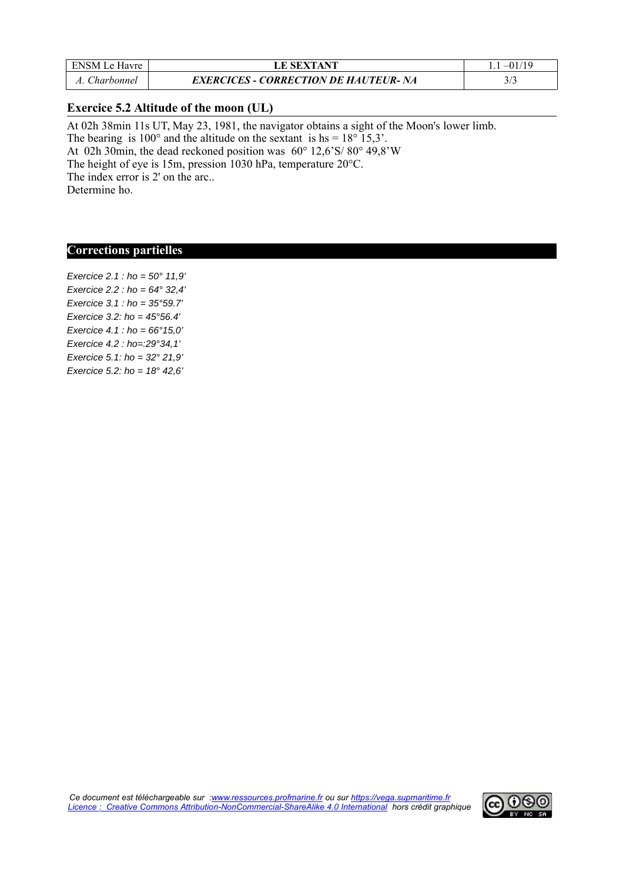## Exercice 5.2 Altitude of the moon (UL)

At 02h 38min 11s UT, May 23, 1981, the navigator obtains a sight of the Moon's lower limb.
The bearing is 100° and the altitude on the sextant is hs = 18° 15,3'.
At 02h 30min, the dead reckoned position was 60° 12,6'S/ 80° 49,8'W
The height of eye is 15m, pression 1030 hPa, temperature 20°C.
The index error is 2' on the arc..
Determine ho.

## Corrections partielles

*Exercice 2.1 : ho = 50° 11,9'*
*Exercice 2.2 : ho = 64° 32,4'*
*Exercice 3.1 : ho = 35°59.7'*
*Exercice 3.2: ho = 45°56.4'*
*Exercice 4.1 : ho = 66°15,0'*
*Exercice 4.2 : ho=:29°34,1'*
*Exercice 5.1: ho = 32° 21,9'*
*Exercice 5.2: ho = 18° 42,6'*

*Ce document est téléchargeable sur :www.ressources.profmarine.fr ou sur https://vega.supmaritime.fr*
*Licence : Creative Commons Attribution-NonCommercial-ShareAlike 4.0 International hors crédit graphique*